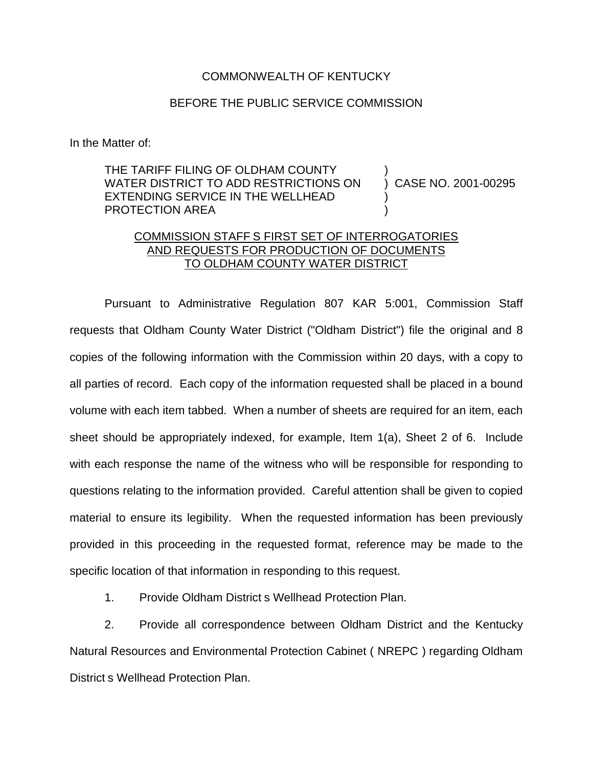COMMONWEALTH OF KENTUCKY

BEFORE THE PUBLIC SERVICE COMMISSION

In the Matter of:

THE TARIFF FILING OF OLDHAM COUNTY WATER DISTRICT TO ADD RESTRICTIONS ON EXTENDING SERVICE IN THE WELLHEAD PROTECTION AREA ) CASE NO. 2001-00295

COMMISSION STAFF S FIRST SET OF INTERROGATORIES AND REQUESTS FOR PRODUCTION OF DOCUMENTS TO OLDHAM COUNTY WATER DISTRICT

Pursuant to Administrative Regulation 807 KAR 5:001, Commission Staff requests that Oldham County Water District ("Oldham District") file the original and 8 copies of the following information with the Commission within 20 days, with a copy to all parties of record. Each copy of the information requested shall be placed in a bound volume with each item tabbed. When a number of sheets are required for an item, each sheet should be appropriately indexed, for example, Item 1(a), Sheet 2 of 6. Include with each response the name of the witness who will be responsible for responding to questions relating to the information provided. Careful attention shall be given to copied material to ensure its legibility. When the requested information has been previously provided in this proceeding in the requested format, reference may be made to the specific location of that information in responding to this request.

1. Provide Oldham District s Wellhead Protection Plan.

2. Provide all correspondence between Oldham District and the Kentucky Natural Resources and Environmental Protection Cabinet ( NREPC ) regarding Oldham District s Wellhead Protection Plan.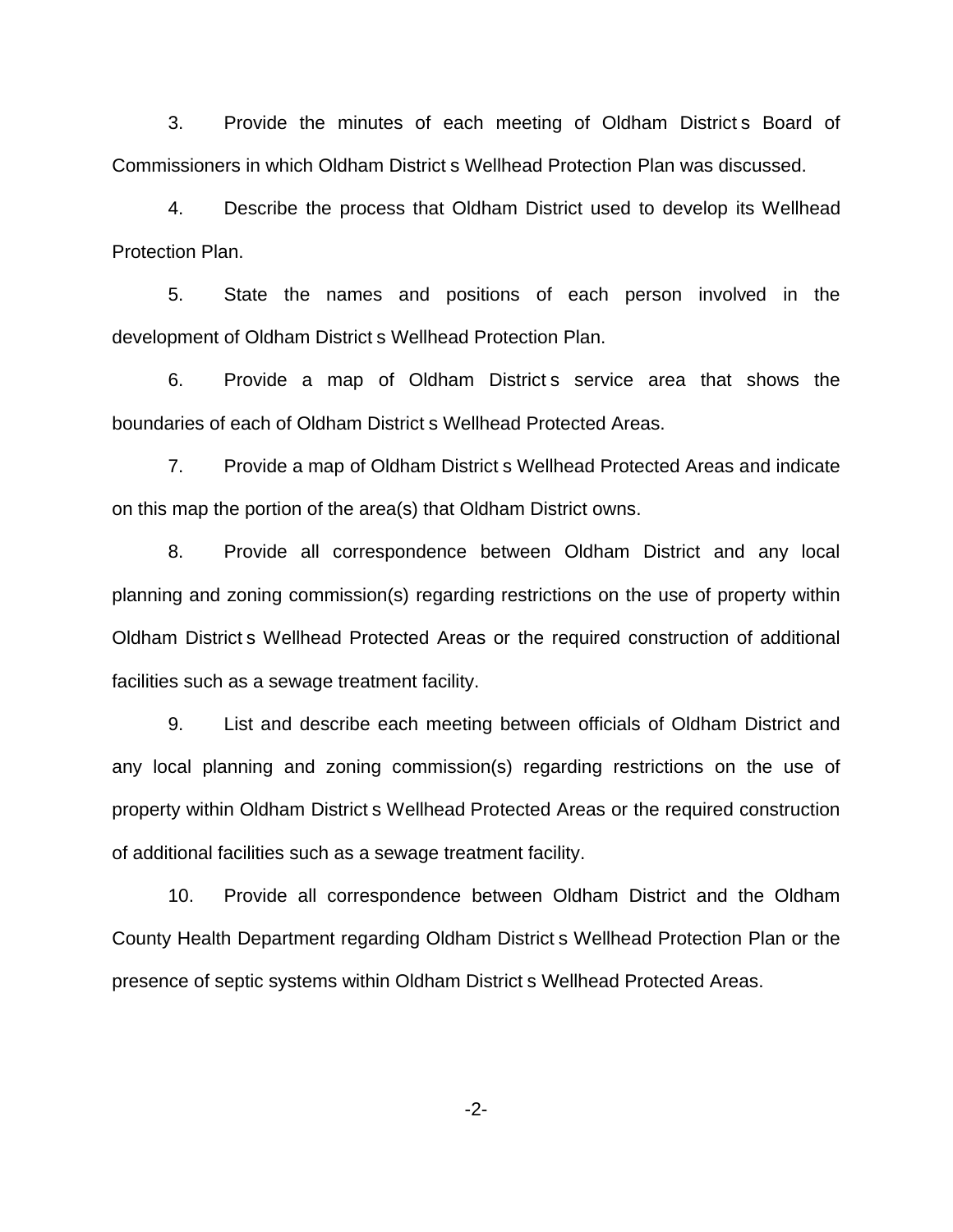3. Provide the minutes of each meeting of Oldham District s Board of Commissioners in which Oldham District s Wellhead Protection Plan was discussed.

4. Describe the process that Oldham District used to develop its Wellhead Protection Plan.

5. State the names and positions of each person involved in the development of Oldham District s Wellhead Protection Plan.

6. Provide a map of Oldham District s service area that shows the boundaries of each of Oldham District s Wellhead Protected Areas.

7. Provide a map of Oldham District s Wellhead Protected Areas and indicate on this map the portion of the area(s) that Oldham District owns.

8. Provide all correspondence between Oldham District and any local planning and zoning commission(s) regarding restrictions on the use of property within Oldham District s Wellhead Protected Areas or the required construction of additional facilities such as a sewage treatment facility.

9. List and describe each meeting between officials of Oldham District and any local planning and zoning commission(s) regarding restrictions on the use of property within Oldham District s Wellhead Protected Areas or the required construction of additional facilities such as a sewage treatment facility.

10. Provide all correspondence between Oldham District and the Oldham County Health Department regarding Oldham District s Wellhead Protection Plan or the presence of septic systems within Oldham District s Wellhead Protected Areas.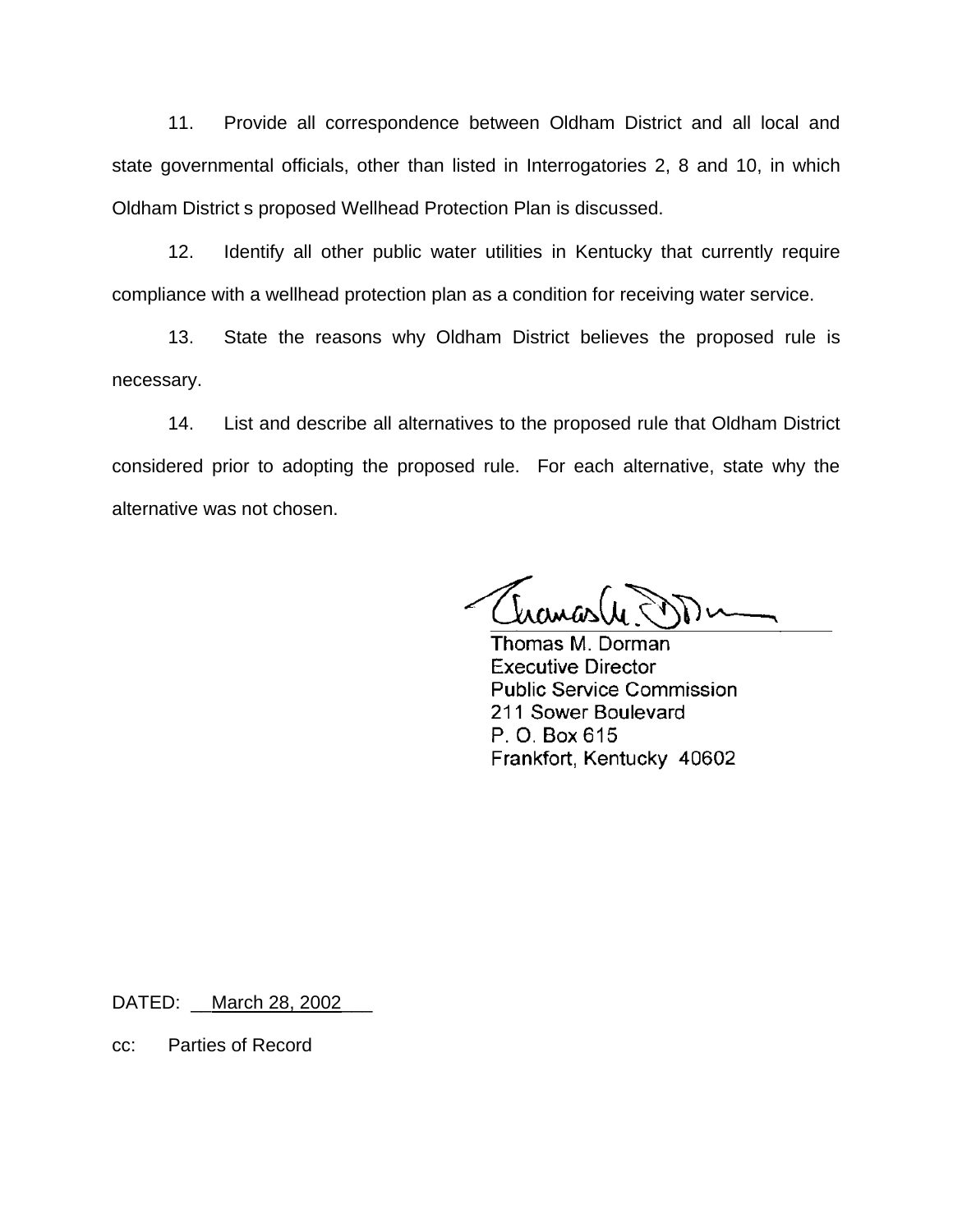11. Provide all correspondence between Oldham District and all local and state governmental officials, other than listed in Interrogatories 2, 8 and 10, in which Oldham District s proposed Wellhead Protection Plan is discussed.

12. Identify all other public water utilities in Kentucky that currently require compliance with a wellhead protection plan as a condition for receiving water service.

13. State the reasons why Oldham District believes the proposed rule is necessary.

14. List and describe all alternatives to the proposed rule that Oldham District considered prior to adopting the proposed rule. For each alternative, state why the alternative was not chosen.

Thomas M. Dorman
Executive Director
Public Service Commission
211 Sower Boulevard
P. O. Box 615
Frankfort, Kentucky 40602

DATED: March 28, 2002

cc: Parties of Record